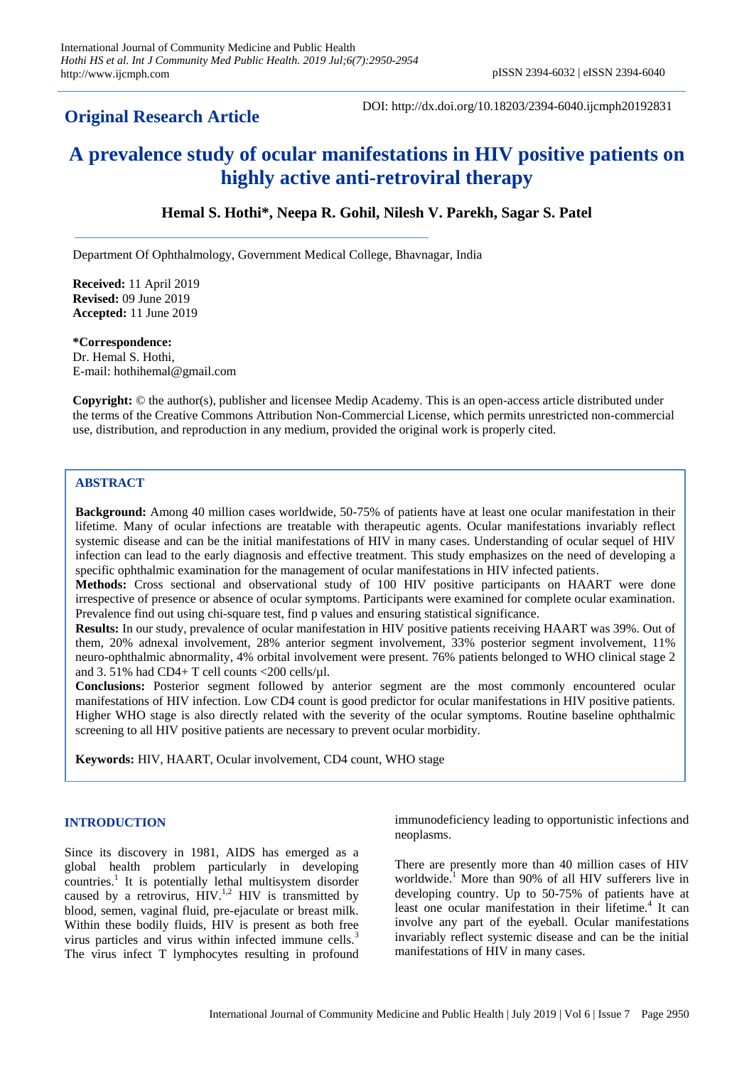**Original Research Article**

DOI: http://dx.doi.org/10.18203/2394-6040.ijcmph20192831

# A prevalence study of ocular manifestations in HIV positive patients on highly active anti-retroviral therapy

**Hemal S. Hothi\*, Neepa R. Gohil, Nilesh V. Parekh, Sagar S. Patel**

Department Of Ophthalmology, Government Medical College, Bhavnagar, India

**Received:** 11 April 2019
**Revised:** 09 June 2019
**Accepted:** 11 June 2019

**\*Correspondence:**
Dr. Hemal S. Hothi,
E-mail: hothihemal@gmail.com

**Copyright:** © the author(s), publisher and licensee Medip Academy. This is an open-access article distributed under the terms of the Creative Commons Attribution Non-Commercial License, which permits unrestricted non-commercial use, distribution, and reproduction in any medium, provided the original work is properly cited.

## ABSTRACT

**Background:** Among 40 million cases worldwide, 50-75% of patients have at least one ocular manifestation in their lifetime. Many of ocular infections are treatable with therapeutic agents. Ocular manifestations invariably reflect systemic disease and can be the initial manifestations of HIV in many cases. Understanding of ocular sequel of HIV infection can lead to the early diagnosis and effective treatment. This study emphasizes on the need of developing a specific ophthalmic examination for the management of ocular manifestations in HIV infected patients.

**Methods:** Cross sectional and observational study of 100 HIV positive participants on HAART were done irrespective of presence or absence of ocular symptoms. Participants were examined for complete ocular examination. Prevalence find out using chi-square test, find p values and ensuring statistical significance.

**Results:** In our study, prevalence of ocular manifestation in HIV positive patients receiving HAART was 39%. Out of them, 20% adnexal involvement, 28% anterior segment involvement, 33% posterior segment involvement, 11% neuro-ophthalmic abnormality, 4% orbital involvement were present. 76% patients belonged to WHO clinical stage 2 and 3. 51% had CD4+ T cell counts <200 cells/μl.

**Conclusions:** Posterior segment followed by anterior segment are the most commonly encountered ocular manifestations of HIV infection. Low CD4 count is good predictor for ocular manifestations in HIV positive patients. Higher WHO stage is also directly related with the severity of the ocular symptoms. Routine baseline ophthalmic screening to all HIV positive patients are necessary to prevent ocular morbidity.

**Keywords:** HIV, HAART, Ocular involvement, CD4 count, WHO stage

## INTRODUCTION

Since its discovery in 1981, AIDS has emerged as a global health problem particularly in developing countries.[1] It is potentially lethal multisystem disorder caused by a retrovirus, HIV.[1,2] HIV is transmitted by blood, semen, vaginal fluid, pre-ejaculate or breast milk. Within these bodily fluids, HIV is present as both free virus particles and virus within infected immune cells.[3] The virus infect T lymphocytes resulting in profound immunodeficiency leading to opportunistic infections and neoplasms.

There are presently more than 40 million cases of HIV worldwide.[1] More than 90% of all HIV sufferers live in developing country. Up to 50-75% of patients have at least one ocular manifestation in their lifetime.[4] It can involve any part of the eyeball. Ocular manifestations invariably reflect systemic disease and can be the initial manifestations of HIV in many cases.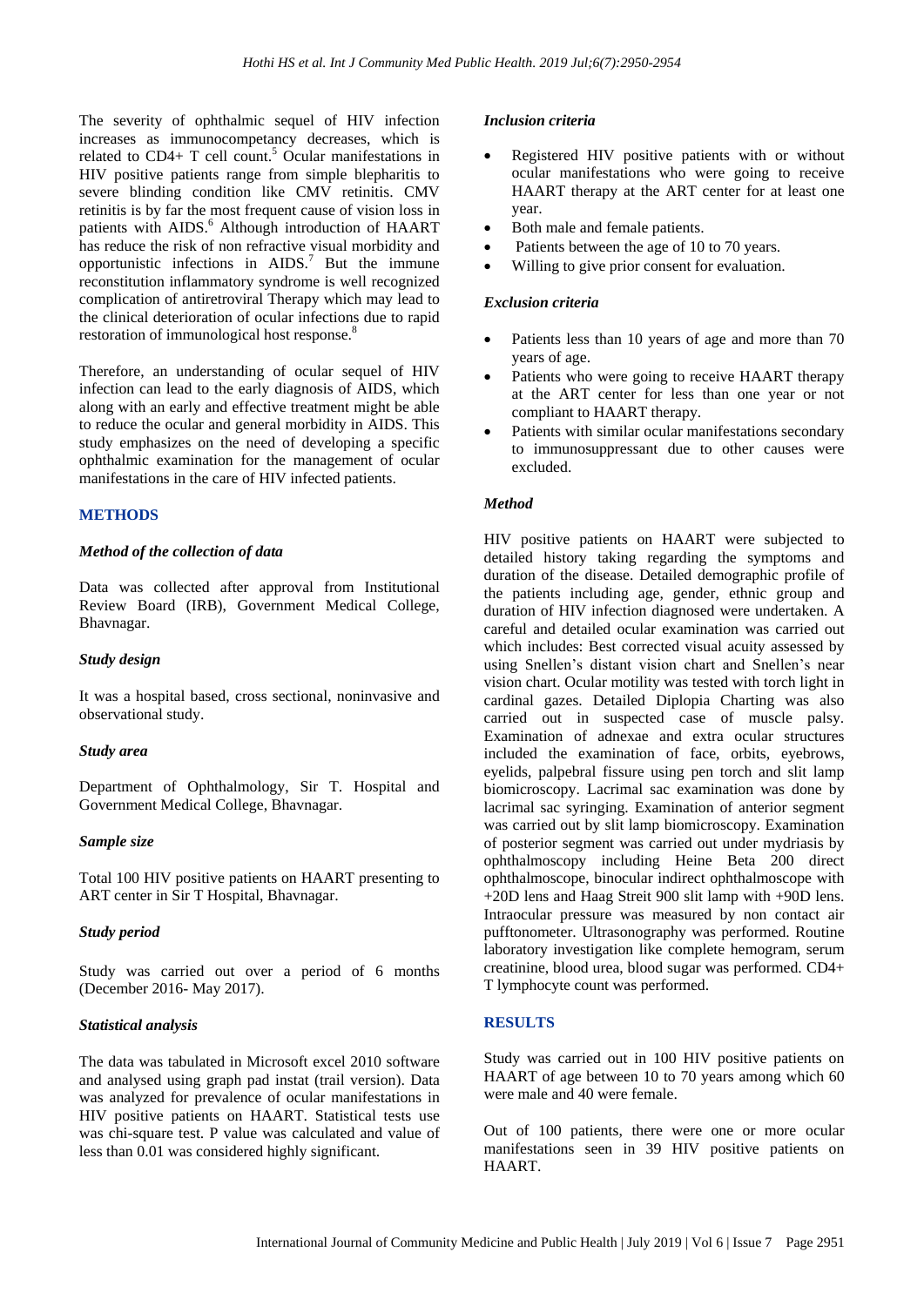The severity of ophthalmic sequel of HIV infection increases as immunocompetancy decreases, which is related to CD4+ T cell count.[5] Ocular manifestations in HIV positive patients range from simple blepharitis to severe blinding condition like CMV retinitis. CMV retinitis is by far the most frequent cause of vision loss in patients with AIDS.[6] Although introduction of HAART has reduce the risk of non refractive visual morbidity and opportunistic infections in AIDS.[7] But the immune reconstitution inflammatory syndrome is well recognized complication of antiretroviral Therapy which may lead to the clinical deterioration of ocular infections due to rapid restoration of immunological host response.[8]

Therefore, an understanding of ocular sequel of HIV infection can lead to the early diagnosis of AIDS, which along with an early and effective treatment might be able to reduce the ocular and general morbidity in AIDS. This study emphasizes on the need of developing a specific ophthalmic examination for the management of ocular manifestations in the care of HIV infected patients.

## METHODS

### *Method of the collection of data*

Data was collected after approval from Institutional Review Board (IRB), Government Medical College, Bhavnagar.

### *Study design*

It was a hospital based, cross sectional, noninvasive and observational study.

### *Study area*

Department of Ophthalmology, Sir T. Hospital and Government Medical College, Bhavnagar.

### *Sample size*

Total 100 HIV positive patients on HAART presenting to ART center in Sir T Hospital, Bhavnagar.

### *Study period*

Study was carried out over a period of 6 months (December 2016- May 2017).

### *Statistical analysis*

The data was tabulated in Microsoft excel 2010 software and analysed using graph pad instat (trail version). Data was analyzed for prevalence of ocular manifestations in HIV positive patients on HAART. Statistical tests use was chi-square test. P value was calculated and value of less than 0.01 was considered highly significant.

### *Inclusion criteria*

- Registered HIV positive patients with or without ocular manifestations who were going to receive HAART therapy at the ART center for at least one year.
- Both male and female patients.
- Patients between the age of 10 to 70 years.
- Willing to give prior consent for evaluation.

### *Exclusion criteria*

- Patients less than 10 years of age and more than 70 years of age.
- Patients who were going to receive HAART therapy at the ART center for less than one year or not compliant to HAART therapy.
- Patients with similar ocular manifestations secondary to immunosuppressant due to other causes were excluded.

### *Method*

HIV positive patients on HAART were subjected to detailed history taking regarding the symptoms and duration of the disease. Detailed demographic profile of the patients including age, gender, ethnic group and duration of HIV infection diagnosed were undertaken. A careful and detailed ocular examination was carried out which includes: Best corrected visual acuity assessed by using Snellen's distant vision chart and Snellen's near vision chart. Ocular motility was tested with torch light in cardinal gazes. Detailed Diplopia Charting was also carried out in suspected case of muscle palsy. Examination of adnexae and extra ocular structures included the examination of face, orbits, eyebrows, eyelids, palpebral fissure using pen torch and slit lamp biomicroscopy. Lacrimal sac examination was done by lacrimal sac syringing. Examination of anterior segment was carried out by slit lamp biomicroscopy. Examination of posterior segment was carried out under mydriasis by ophthalmoscopy including Heine Beta 200 direct ophthalmoscope, binocular indirect ophthalmoscope with +20D lens and Haag Streit 900 slit lamp with +90D lens. Intraocular pressure was measured by non contact air pufftonometer. Ultrasonography was performed. Routine laboratory investigation like complete hemogram, serum creatinine, blood urea, blood sugar was performed. CD4+ T lymphocyte count was performed.

## RESULTS

Study was carried out in 100 HIV positive patients on HAART of age between 10 to 70 years among which 60 were male and 40 were female.

Out of 100 patients, there were one or more ocular manifestations seen in 39 HIV positive patients on HAART.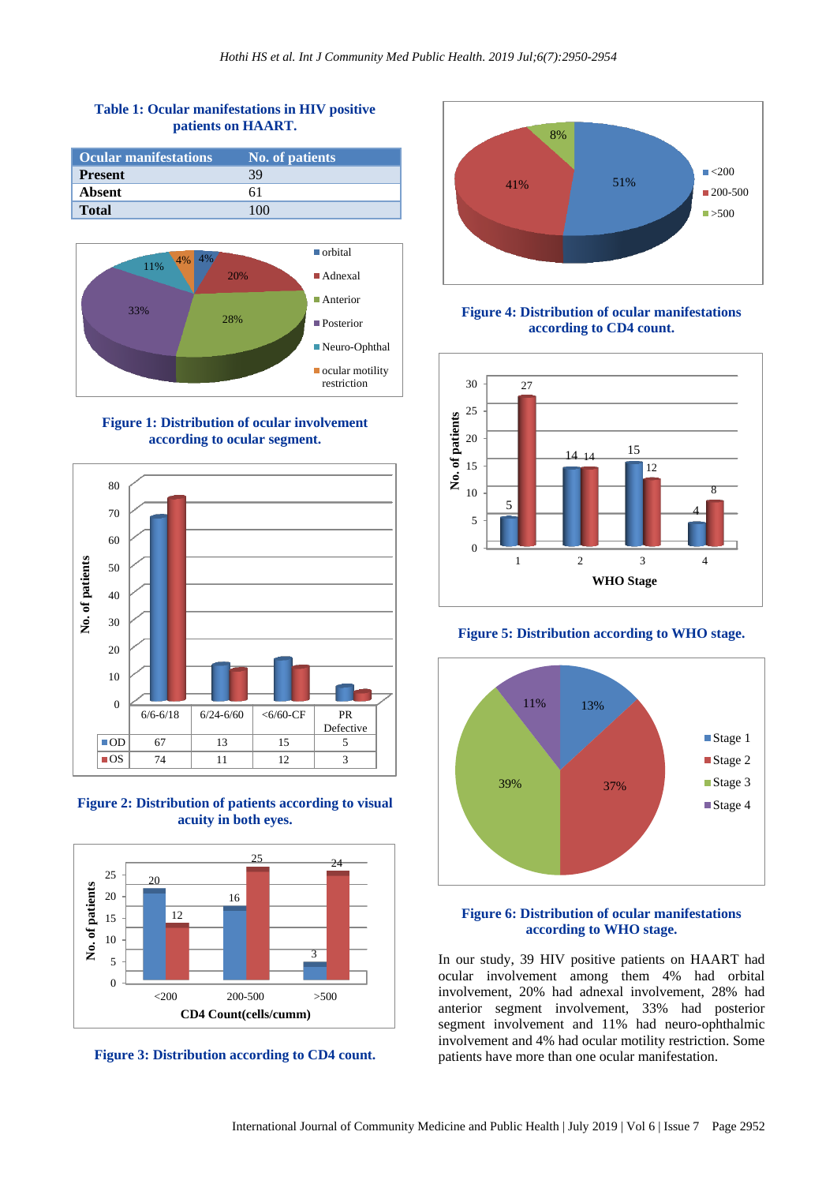**Table 1: Ocular manifestations in HIV positive patients on HAART.**

| Ocular manifestations | No. of patients |
|---|---|
| **Present** | 39 |
| **Absent** | 61 |
| **Total** | 100 |

**Figure 1: Distribution of ocular involvement according to ocular segment.**

**Figure 2: Distribution of patients according to visual acuity in both eyes.**

|  | 6/6-6/18 | 6/24-6/60 | <6/60-CF | PR Defective |
|---|---|---|---|---|
| OD | 67 | 13 | 15 | 5 |
| OS | 74 | 11 | 12 | 3 |

**Figure 3: Distribution according to CD4 count.**

**Figure 4: Distribution of ocular manifestations according to CD4 count.**

**Figure 5: Distribution according to WHO stage.**

**Figure 6: Distribution of ocular manifestations according to WHO stage.**

In our study, 39 HIV positive patients on HAART had ocular involvement among them 4% had orbital involvement, 20% had adnexal involvement, 28% had anterior segment involvement, 33% had posterior segment involvement and 11% had neuro-ophthalmic involvement and 4% had ocular motility restriction. Some patients have more than one ocular manifestation.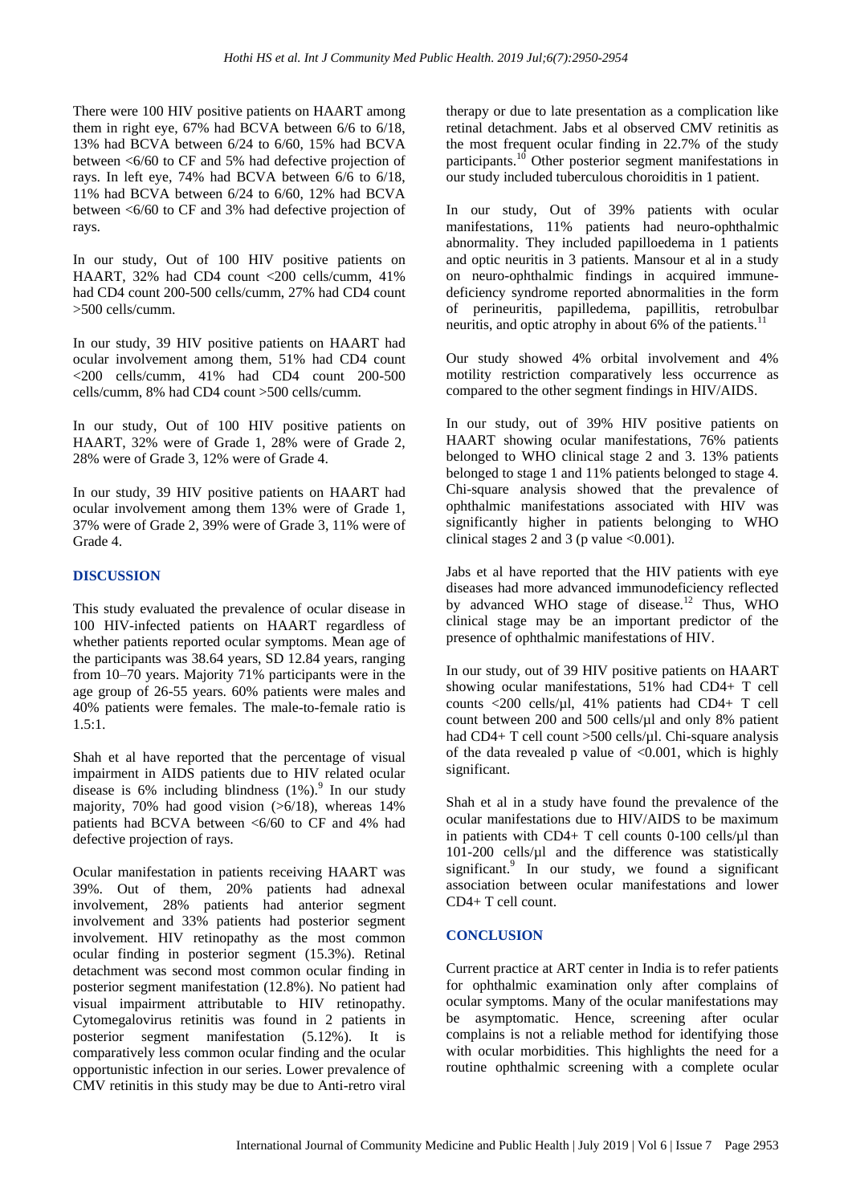There were 100 HIV positive patients on HAART among them in right eye, 67% had BCVA between 6/6 to 6/18, 13% had BCVA between 6/24 to 6/60, 15% had BCVA between <6/60 to CF and 5% had defective projection of rays. In left eye, 74% had BCVA between 6/6 to 6/18, 11% had BCVA between 6/24 to 6/60, 12% had BCVA between <6/60 to CF and 3% had defective projection of rays.

In our study, Out of 100 HIV positive patients on HAART, 32% had CD4 count <200 cells/cumm, 41% had CD4 count 200-500 cells/cumm, 27% had CD4 count >500 cells/cumm.

In our study, 39 HIV positive patients on HAART had ocular involvement among them, 51% had CD4 count <200 cells/cumm, 41% had CD4 count 200-500 cells/cumm, 8% had CD4 count >500 cells/cumm.

In our study, Out of 100 HIV positive patients on HAART, 32% were of Grade 1, 28% were of Grade 2, 28% were of Grade 3, 12% were of Grade 4.

In our study, 39 HIV positive patients on HAART had ocular involvement among them 13% were of Grade 1, 37% were of Grade 2, 39% were of Grade 3, 11% were of Grade 4.

## DISCUSSION

This study evaluated the prevalence of ocular disease in 100 HIV-infected patients on HAART regardless of whether patients reported ocular symptoms. Mean age of the participants was 38.64 years, SD 12.84 years, ranging from 10–70 years. Majority 71% participants were in the age group of 26-55 years. 60% patients were males and 40% patients were females. The male-to-female ratio is 1.5:1.

Shah et al have reported that the percentage of visual impairment in AIDS patients due to HIV related ocular disease is 6% including blindness (1%).[9] In our study majority, 70% had good vision (>6/18), whereas 14% patients had BCVA between <6/60 to CF and 4% had defective projection of rays.

Ocular manifestation in patients receiving HAART was 39%. Out of them, 20% patients had adnexal involvement, 28% patients had anterior segment involvement and 33% patients had posterior segment involvement. HIV retinopathy as the most common ocular finding in posterior segment (15.3%). Retinal detachment was second most common ocular finding in posterior segment manifestation (12.8%). No patient had visual impairment attributable to HIV retinopathy. Cytomegalovirus retinitis was found in 2 patients in posterior segment manifestation (5.12%). It is comparatively less common ocular finding and the ocular opportunistic infection in our series. Lower prevalence of CMV retinitis in this study may be due to Anti-retro viral therapy or due to late presentation as a complication like retinal detachment. Jabs et al observed CMV retinitis as the most frequent ocular finding in 22.7% of the study participants.[10] Other posterior segment manifestations in our study included tuberculous choroiditis in 1 patient.

In our study, Out of 39% patients with ocular manifestations, 11% patients had neuro-ophthalmic abnormality. They included papilloedema in 1 patients and optic neuritis in 3 patients. Mansour et al in a study on neuro-ophthalmic findings in acquired immune-deficiency syndrome reported abnormalities in the form of perineuritis, papilledema, papillitis, retrobulbar neuritis, and optic atrophy in about 6% of the patients.[11]

Our study showed 4% orbital involvement and 4% motility restriction comparatively less occurrence as compared to the other segment findings in HIV/AIDS.

In our study, out of 39% HIV positive patients on HAART showing ocular manifestations, 76% patients belonged to WHO clinical stage 2 and 3. 13% patients belonged to stage 1 and 11% patients belonged to stage 4. Chi-square analysis showed that the prevalence of ophthalmic manifestations associated with HIV was significantly higher in patients belonging to WHO clinical stages 2 and 3 (p value <0.001).

Jabs et al have reported that the HIV patients with eye diseases had more advanced immunodeficiency reflected by advanced WHO stage of disease.[12] Thus, WHO clinical stage may be an important predictor of the presence of ophthalmic manifestations of HIV.

In our study, out of 39 HIV positive patients on HAART showing ocular manifestations, 51% had CD4+ T cell counts <200 cells/µl, 41% patients had CD4+ T cell count between 200 and 500 cells/µl and only 8% patient had CD4+ T cell count >500 cells/µl. Chi-square analysis of the data revealed p value of <0.001, which is highly significant.

Shah et al in a study have found the prevalence of the ocular manifestations due to HIV/AIDS to be maximum in patients with CD4+ T cell counts 0-100 cells/µl than 101-200 cells/µl and the difference was statistically significant.[9] In our study, we found a significant association between ocular manifestations and lower CD4+ T cell count.

## CONCLUSION

Current practice at ART center in India is to refer patients for ophthalmic examination only after complains of ocular symptoms. Many of the ocular manifestations may be asymptomatic. Hence, screening after ocular complains is not a reliable method for identifying those with ocular morbidities. This highlights the need for a routine ophthalmic screening with a complete ocular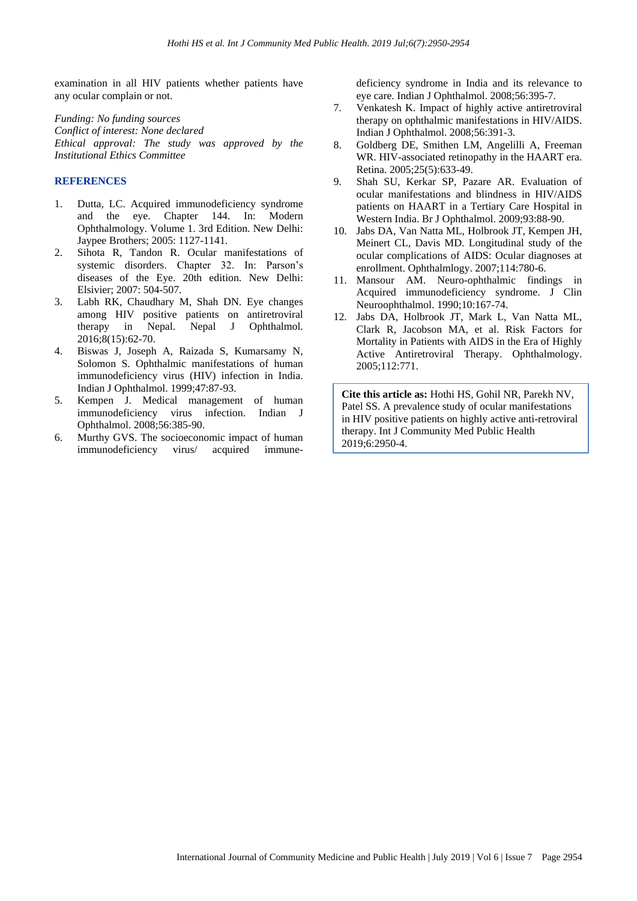examination in all HIV patients whether patients have any ocular complain or not.

*Funding: No funding sources*
*Conflict of interest: None declared*
*Ethical approval: The study was approved by the Institutional Ethics Committee*

## REFERENCES

1. Dutta, LC. Acquired immunodeficiency syndrome and the eye. Chapter 144. In: Modern Ophthalmology. Volume 1. 3rd Edition. New Delhi: Jaypee Brothers; 2005: 1127-1141.
2. Sihota R, Tandon R. Ocular manifestations of systemic disorders. Chapter 32. In: Parson's diseases of the Eye. 20th edition. New Delhi: Elsivier; 2007: 504-507.
3. Labh RK, Chaudhary M, Shah DN. Eye changes among HIV positive patients on antiretroviral therapy in Nepal. Nepal J Ophthalmol. 2016;8(15):62-70.
4. Biswas J, Joseph A, Raizada S, Kumarsamy N, Solomon S. Ophthalmic manifestations of human immunodeficiency virus (HIV) infection in India. Indian J Ophthalmol. 1999;47:87-93.
5. Kempen J. Medical management of human immunodeficiency virus infection. Indian J Ophthalmol. 2008;56:385-90.
6. Murthy GVS. The socioeconomic impact of human immunodeficiency virus/ acquired immune-deficiency syndrome in India and its relevance to eye care. Indian J Ophthalmol. 2008;56:395-7.
7. Venkatesh K. Impact of highly active antiretroviral therapy on ophthalmic manifestations in HIV/AIDS. Indian J Ophthalmol. 2008;56:391-3.
8. Goldberg DE, Smithen LM, Angelilli A, Freeman WR. HIV-associated retinopathy in the HAART era. Retina. 2005;25(5):633-49.
9. Shah SU, Kerkar SP, Pazare AR. Evaluation of ocular manifestations and blindness in HIV/AIDS patients on HAART in a Tertiary Care Hospital in Western India. Br J Ophthalmol. 2009;93:88-90.
10. Jabs DA, Van Natta ML, Holbrook JT, Kempen JH, Meinert CL, Davis MD. Longitudinal study of the ocular complications of AIDS: Ocular diagnoses at enrollment. Ophthalmlogy. 2007;114:780-6.
11. Mansour AM. Neuro-ophthalmic findings in Acquired immunodeficiency syndrome. J Clin Neuroophthalmol. 1990;10:167-74.
12. Jabs DA, Holbrook JT, Mark L, Van Natta ML, Clark R, Jacobson MA, et al. Risk Factors for Mortality in Patients with AIDS in the Era of Highly Active Antiretroviral Therapy. Ophthalmology. 2005;112:771.

**Cite this article as:** Hothi HS, Gohil NR, Parekh NV, Patel SS. A prevalence study of ocular manifestations in HIV positive patients on highly active anti-retroviral therapy. Int J Community Med Public Health 2019;6:2950-4.